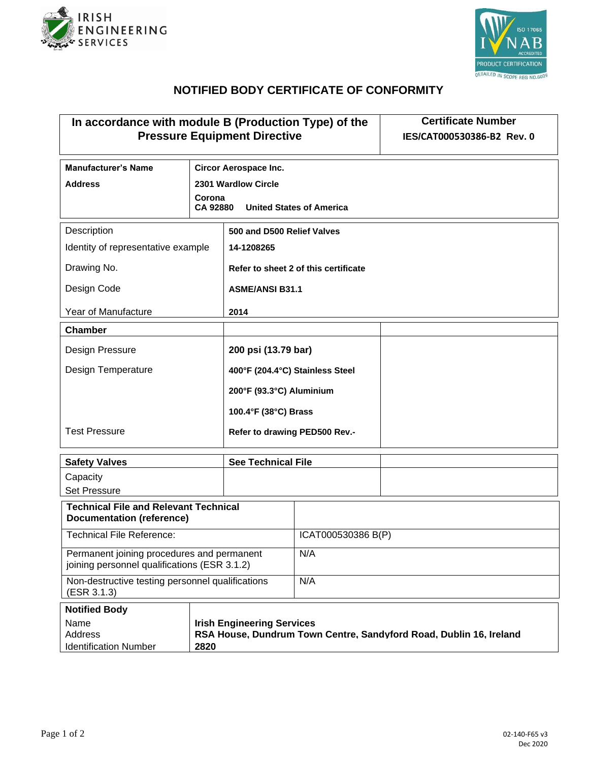# NOTIFIED BODY CERTIFICATE OF CONFORMITY

| In accordance with module B (Production Type) of the Pressure Equipment Directive | Certificate Number IES/CAT000530386-B2 Rev. 0 |
|---|---|

| | |
|---|---|
| **Manufacturer's Name** | **Circor Aerospace Inc.** |
| **Address** | **2301 Wardlow Circle** |
| | **Corona** |
| | **CA 92880 United States of America** |

| | |
|---|---|
| Description | **500 and D500 Relief Valves** |
| Identity of representative example | **14-1208265** |
| Drawing No. | **Refer to sheet 2 of this certificate** |
| Design Code | **ASME/ANSI B31.1** |
| Year of Manufacture | **2014** |

| **Chamber** | | |
|---|---|---|
| Design Pressure | **200 psi (13.79 bar)** | |
| Design Temperature | **400°F (204.4°C) Stainless Steel** | |
| | **200°F (93.3°C) Aluminium** | |
| | **100.4°F (38°C) Brass** | |
| Test Pressure | **Refer to drawing PED500 Rev.-** | |

| **Safety Valves** | **See Technical File** | |
|---|---|---|
| Capacity | | |
| Set Pressure | | |

| **Technical File and Relevant Technical Documentation (reference)** | |
|---|---|
| Technical File Reference: | ICAT000530386 B(P) |
| Permanent joining procedures and permanent joining personnel qualifications (ESR 3.1.2) | N/A |
| Non-destructive testing personnel qualifications (ESR 3.1.3) | N/A |

| **Notified Body** | |
|---|---|
| Name | **Irish Engineering Services** |
| Address | **RSA House, Dundrum Town Centre, Sandyford Road, Dublin 16, Ireland** |
| Identification Number | **2820** |

02-140-F65 v3
Dec 2020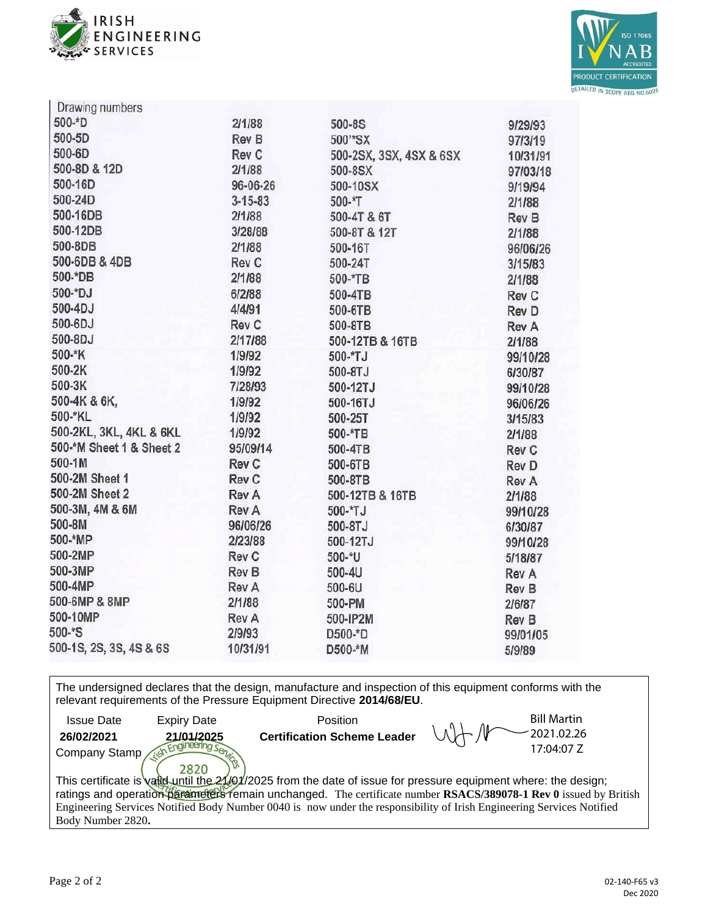| Drawing numbers | | | |
|---|---|---|---|
| 500-*D | 2/1/88 | 500-8S | 9/29/93 |
| 500-5D | Rev B | 500'*SX | 97/3/19 |
| 500-6D | Rev C | 500-2SX, 3SX, 4SX & 6SX | 10/31/91 |
| 500-8D & 12D | 2/1/88 | 500-8SX | 97/03/18 |
| 500-16D | 96-06-26 | 500-10SX | 9/19/94 |
| 500-24D | 3-15-83 | 500-*T | 2/1/88 |
| 500-16DB | 2/1/88 | 500-4T & 6T | Rev B |
| 500-12DB | 3/28/88 | 500-8T & 12T | 2/1/88 |
| 500-8DB | 2/1/88 | 500-16T | 96/06/26 |
| 500-6DB & 4DB | Rev C | 500-24T | 3/15/83 |
| 500-*DB | 2/1/88 | 500-*TB | 2/1/88 |
| 500-*DJ | 6/2/88 | 500-4TB | Rev C |
| 500-4DJ | 4/4/91 | 500-6TB | Rev D |
| 500-6DJ | Rev C | 500-8TB | Rev A |
| 500-8DJ | 2/17/88 | 500-12TB & 16TB | 2/1/88 |
| 500-*K | 1/9/92 | 500-*TJ | 99/10/28 |
| 500-2K | 1/9/92 | 500-8TJ | 6/30/87 |
| 500-3K | 7/28/93 | 500-12TJ | 99/10/28 |
| 500-4K & 6K, | 1/9/92 | 500-16TJ | 96/06/26 |
| 500-*KL | 1/9/92 | 500-25T | 3/15/83 |
| 500-2KL, 3KL, 4KL & 6KL | 1/9/92 | 500-*TB | 2/1/88 |
| 500-*M Sheet 1 & Sheet 2 | 95/09/14 | 500-4TB | Rev C |
| 500-1M | Rev C | 500-6TB | Rev D |
| 500-2M Sheet 1 | Rev C | 500-8TB | Rev A |
| 500-2M Sheet 2 | Rev A | 500-12TB & 16TB | 2/1/88 |
| 500-3M, 4M & 6M | Rev A | 500-*TJ | 99/10/28 |
| 500-8M | 96/06/26 | 500-8TJ | 6/30/87 |
| 500-*MP | 2/23/88 | 500-12TJ | 99/10/28 |
| 500-2MP | Rev C | 500-*U | 5/18/87 |
| 500-3MP | Rev B | 500-4U | Rev A |
| 500-4MP | Rev A | 500-6U | Rev B |
| 500-6MP & 8MP | 2/1/88 | 500-PM | 2/6/87 |
| 500-10MP | Rev A | 500-IP2M | Rev B |
| 500-*S | 2/9/93 | D500-*D | 99/01/05 |
| 500-1S, 2S, 3S, 4S & 6S | 10/31/91 | D500-*M | 5/9/89 |

The undersigned declares that the design, manufacture and inspection of this equipment conforms with the relevant requirements of the Pressure Equipment Directive **2014/68/EU**.

| Issue Date | Expiry Date | Position | |
|---|---|---|---|
| **26/02/2021** | **21/01/2025** | **Certification Scheme Leader** | Bill Martin 2021.02.26 17:04:07 Z |

Company Stamp Irish Engineering Services 2820 Certification Services

This certificate is valid until the 21/01/2025 from the date of issue for pressure equipment where: the design; ratings and operation parameters remain unchanged. The certificate number **RSACS/389078-1 Rev 0** issued by British Engineering Services Notified Body Number 0040 is now under the responsibility of Irish Engineering Services Notified Body Number 2820**.**

02-140-F65 v3
Dec 2020